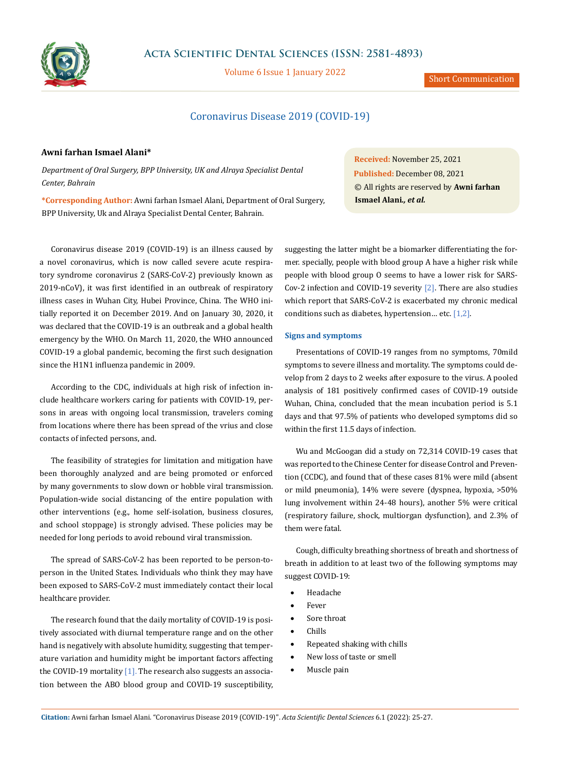Short Communication

# Coronavirus Disease 2019 (COVID-19)

**Awni farhan Ismael Alani***

*Department of Oral Surgery, BPP University, UK and Alraya Specialist Dental Center, Bahrain*

**\*Corresponding Author:** Awni farhan Ismael Alani, Department of Oral Surgery, BPP University, Uk and Alraya Specialist Dental Center, Bahrain.

**Received:** November 25, 2021
**Published:** December 08, 2021
© All rights are reserved by **Awni farhan Ismael Alani., *et al.***

Coronavirus disease 2019 (COVID-19) is an illness caused by a novel coronavirus, which is now called severe acute respiratory syndrome coronavirus 2 (SARS-CoV-2) previously known as 2019-nCoV), it was first identified in an outbreak of respiratory illness cases in Wuhan City, Hubei Province, China. The WHO initially reported it on December 2019. And on January 30, 2020, it was declared that the COVID-19 is an outbreak and a global health emergency by the WHO. On March 11, 2020, the WHO announced COVID-19 a global pandemic, becoming the first such designation since the H1N1 influenza pandemic in 2009.

According to the CDC, individuals at high risk of infection include healthcare workers caring for patients with COVID-19, persons in areas with ongoing local transmission, travelers coming from locations where there has been spread of the vrius and close contacts of infected persons, and.

The feasibility of strategies for limitation and mitigation have been thoroughly analyzed and are being promoted or enforced by many governments to slow down or hobble viral transmission. Population-wide social distancing of the entire population with other interventions (e.g., home self-isolation, business closures, and school stoppage) is strongly advised. These policies may be needed for long periods to avoid rebound viral transmission.

The spread of SARS-CoV-2 has been reported to be person-to-person in the United States. Individuals who think they may have been exposed to SARS-CoV-2 must immediately contact their local healthcare provider.

The research found that the daily mortality of COVID-19 is positively associated with diurnal temperature range and on the other hand is negatively with absolute humidity, suggesting that temperature variation and humidity might be important factors affecting the COVID-19 mortality [1]. The research also suggests an association between the ABO blood group and COVID-19 susceptibility, suggesting the latter might be a biomarker differentiating the former. specially, people with blood group A have a higher risk while people with blood group O seems to have a lower risk for SARS-Cov-2 infection and COVID-19 severity [2]. There are also studies which report that SARS-CoV-2 is exacerbated my chronic medical conditions such as diabetes, hypertension… etc. [1,2].

## Signs and symptoms

Presentations of COVID-19 ranges from no symptoms, 70mild symptoms to severe illness and mortality. The symptoms could develop from 2 days to 2 weeks after exposure to the virus. A pooled analysis of 181 positively confirmed cases of COVID-19 outside Wuhan, China, concluded that the mean incubation period is 5.1 days and that 97.5% of patients who developed symptoms did so within the first 11.5 days of infection.

Wu and McGoogan did a study on 72,314 COVID-19 cases that was reported to the Chinese Center for disease Control and Prevention (CCDC), and found that of these cases 81% were mild (absent or mild pneumonia), 14% were severe (dyspnea, hypoxia, >50% lung involvement within 24-48 hours), another 5% were critical (respiratory failure, shock, multiorgan dysfunction), and 2.3% of them were fatal.

Cough, difficulty breathing shortness of breath and shortness of breath in addition to at least two of the following symptoms may suggest COVID-19:

- Headache
- Fever
- Sore throat
- Chills
- Repeated shaking with chills
- New loss of taste or smell
- Muscle pain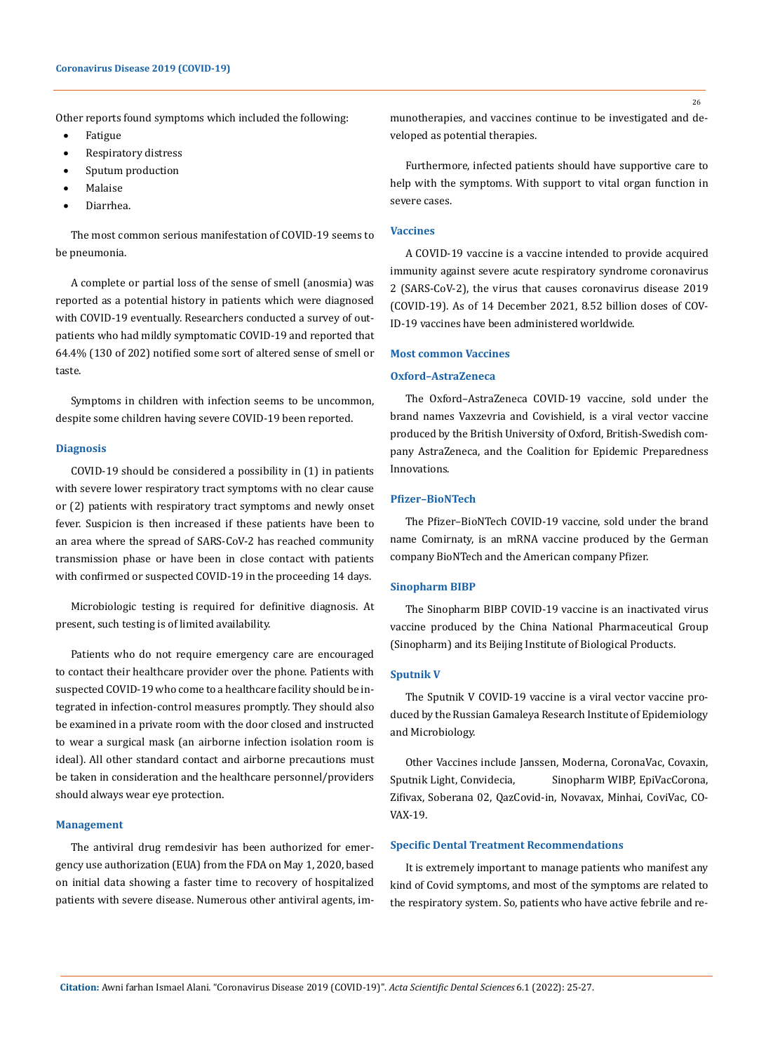Other reports found symptoms which included the following:

- Fatigue
- Respiratory distress
- Sputum production
- Malaise
- Diarrhea.

The most common serious manifestation of COVID-19 seems to be pneumonia.

A complete or partial loss of the sense of smell (anosmia) was reported as a potential history in patients which were diagnosed with COVID-19 eventually. Researchers conducted a survey of outpatients who had mildly symptomatic COVID-19 and reported that 64.4% (130 of 202) notified some sort of altered sense of smell or taste.

Symptoms in children with infection seems to be uncommon, despite some children having severe COVID-19 been reported.

## Diagnosis

COVID-19 should be considered a possibility in (1) in patients with severe lower respiratory tract symptoms with no clear cause or (2) patients with respiratory tract symptoms and newly onset fever. Suspicion is then increased if these patients have been to an area where the spread of SARS-CoV-2 has reached community transmission phase or have been in close contact with patients with confirmed or suspected COVID-19 in the proceeding 14 days.

Microbiologic testing is required for definitive diagnosis. At present, such testing is of limited availability.

Patients who do not require emergency care are encouraged to contact their healthcare provider over the phone. Patients with suspected COVID-19 who come to a healthcare facility should be integrated in infection-control measures promptly. They should also be examined in a private room with the door closed and instructed to wear a surgical mask (an airborne infection isolation room is ideal). All other standard contact and airborne precautions must be taken in consideration and the healthcare personnel/providers should always wear eye protection.

## Management

The antiviral drug remdesivir has been authorized for emergency use authorization (EUA) from the FDA on May 1, 2020, based on initial data showing a faster time to recovery of hospitalized patients with severe disease. Numerous other antiviral agents, immunotherapies, and vaccines continue to be investigated and developed as potential therapies.

Furthermore, infected patients should have supportive care to help with the symptoms. With support to vital organ function in severe cases.

## Vaccines

A COVID-19 vaccine is a vaccine intended to provide acquired immunity against severe acute respiratory syndrome coronavirus 2 (SARS-CoV-2), the virus that causes coronavirus disease 2019 (COVID-19). As of 14 December 2021, 8.52 billion doses of COVID-19 vaccines have been administered worldwide.

## Most common Vaccines

### Oxford–AstraZeneca

The Oxford–AstraZeneca COVID-19 vaccine, sold under the brand names Vaxzevria and Covishield, is a viral vector vaccine produced by the British University of Oxford, British-Swedish company AstraZeneca, and the Coalition for Epidemic Preparedness Innovations.

### Pfizer–BioNTech

The Pfizer–BioNTech COVID-19 vaccine, sold under the brand name Comirnaty, is an mRNA vaccine produced by the German company BioNTech and the American company Pfizer.

### Sinopharm BIBP

The Sinopharm BIBP COVID-19 vaccine is an inactivated virus vaccine produced by the China National Pharmaceutical Group (Sinopharm) and its Beijing Institute of Biological Products.

### Sputnik V

The Sputnik V COVID-19 vaccine is a viral vector vaccine produced by the Russian Gamaleya Research Institute of Epidemiology and Microbiology.

Other Vaccines include Janssen, Moderna, CoronaVac, Covaxin, Sputnik Light, Convidecia, Sinopharm WIBP, EpiVacCorona, Zifivax, Soberana 02, QazCovid-in, Novavax, Minhai, CoviVac, COVAX-19.

## Specific Dental Treatment Recommendations

It is extremely important to manage patients who manifest any kind of Covid symptoms, and most of the symptoms are related to the respiratory system. So, patients who have active febrile and re-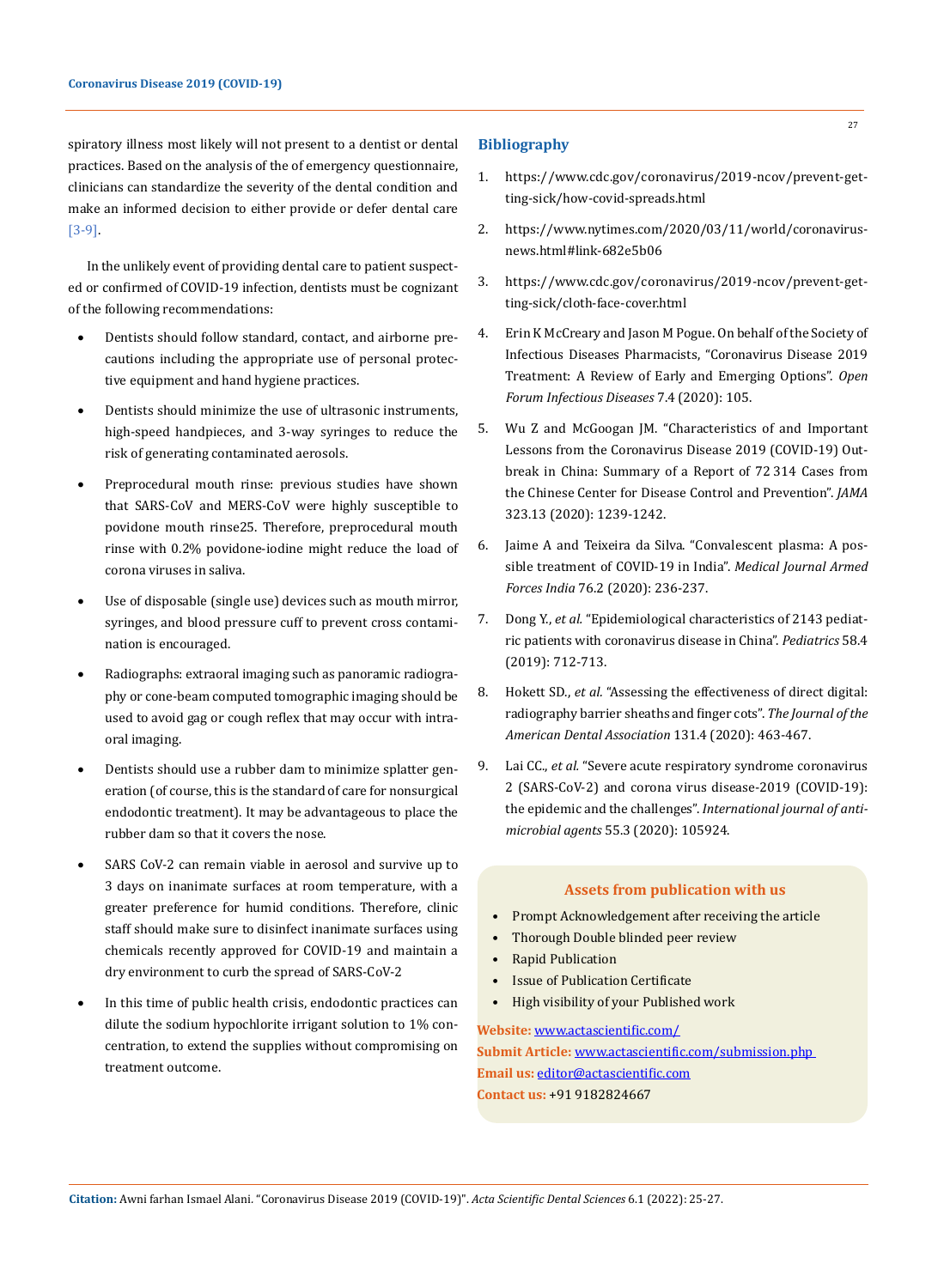spiratory illness most likely will not present to a dentist or dental practices. Based on the analysis of the of emergency questionnaire, clinicians can standardize the severity of the dental condition and make an informed decision to either provide or defer dental care [3-9].

In the unlikely event of providing dental care to patient suspected or confirmed of COVID-19 infection, dentists must be cognizant of the following recommendations:

- Dentists should follow standard, contact, and airborne precautions including the appropriate use of personal protective equipment and hand hygiene practices.
- Dentists should minimize the use of ultrasonic instruments, high-speed handpieces, and 3-way syringes to reduce the risk of generating contaminated aerosols.
- Preprocedural mouth rinse: previous studies have shown that SARS-CoV and MERS-CoV were highly susceptible to povidone mouth rinse25. Therefore, preprocedural mouth rinse with 0.2% povidone-iodine might reduce the load of corona viruses in saliva.
- Use of disposable (single use) devices such as mouth mirror, syringes, and blood pressure cuff to prevent cross contamination is encouraged.
- Radiographs: extraoral imaging such as panoramic radiography or cone-beam computed tomographic imaging should be used to avoid gag or cough reflex that may occur with intraoral imaging.
- Dentists should use a rubber dam to minimize splatter generation (of course, this is the standard of care for nonsurgical endodontic treatment). It may be advantageous to place the rubber dam so that it covers the nose.
- SARS CoV-2 can remain viable in aerosol and survive up to 3 days on inanimate surfaces at room temperature, with a greater preference for humid conditions. Therefore, clinic staff should make sure to disinfect inanimate surfaces using chemicals recently approved for COVID-19 and maintain a dry environment to curb the spread of SARS-CoV-2
- In this time of public health crisis, endodontic practices can dilute the sodium hypochlorite irrigant solution to 1% concentration, to extend the supplies without compromising on treatment outcome.

## Bibliography

1. https://www.cdc.gov/coronavirus/2019-ncov/prevent-getting-sick/how-covid-spreads.html
2. https://www.nytimes.com/2020/03/11/world/coronavirus-news.html#link-682e5b06
3. https://www.cdc.gov/coronavirus/2019-ncov/prevent-getting-sick/cloth-face-cover.html
4. Erin K McCreary and Jason M Pogue. On behalf of the Society of Infectious Diseases Pharmacists, “Coronavirus Disease 2019 Treatment: A Review of Early and Emerging Options”. *Open Forum Infectious Diseases* 7.4 (2020): 105.
5. Wu Z and McGoogan JM. “Characteristics of and Important Lessons from the Coronavirus Disease 2019 (COVID-19) Outbreak in China: Summary of a Report of 72 314 Cases from the Chinese Center for Disease Control and Prevention”. *JAMA* 323.13 (2020): 1239-1242.
6. Jaime A and Teixeira da Silva. “Convalescent plasma: A possible treatment of COVID-19 in India”. *Medical Journal Armed Forces India* 76.2 (2020): 236-237.
7. Dong Y., *et al.* “Epidemiological characteristics of 2143 pediatric patients with coronavirus disease in China”. *Pediatrics* 58.4 (2019): 712-713.
8. Hokett SD., *et al.* “Assessing the effectiveness of direct digital: radiography barrier sheaths and finger cots”. *The Journal of the American Dental Association* 131.4 (2020): 463-467.
9. Lai CC., *et al.* “Severe acute respiratory syndrome coronavirus 2 (SARS-CoV-2) and corona virus disease-2019 (COVID-19): the epidemic and the challenges”. *International journal of antimicrobial agents* 55.3 (2020): 105924.

**Assets from publication with us**

- Prompt Acknowledgement after receiving the article
- Thorough Double blinded peer review
- Rapid Publication
- Issue of Publication Certificate
- High visibility of your Published work

**Website:** www.actascientific.com/
**Submit Article:** www.actascientific.com/submission.php
**Email us:** editor@actascientific.com
**Contact us:** +91 9182824667